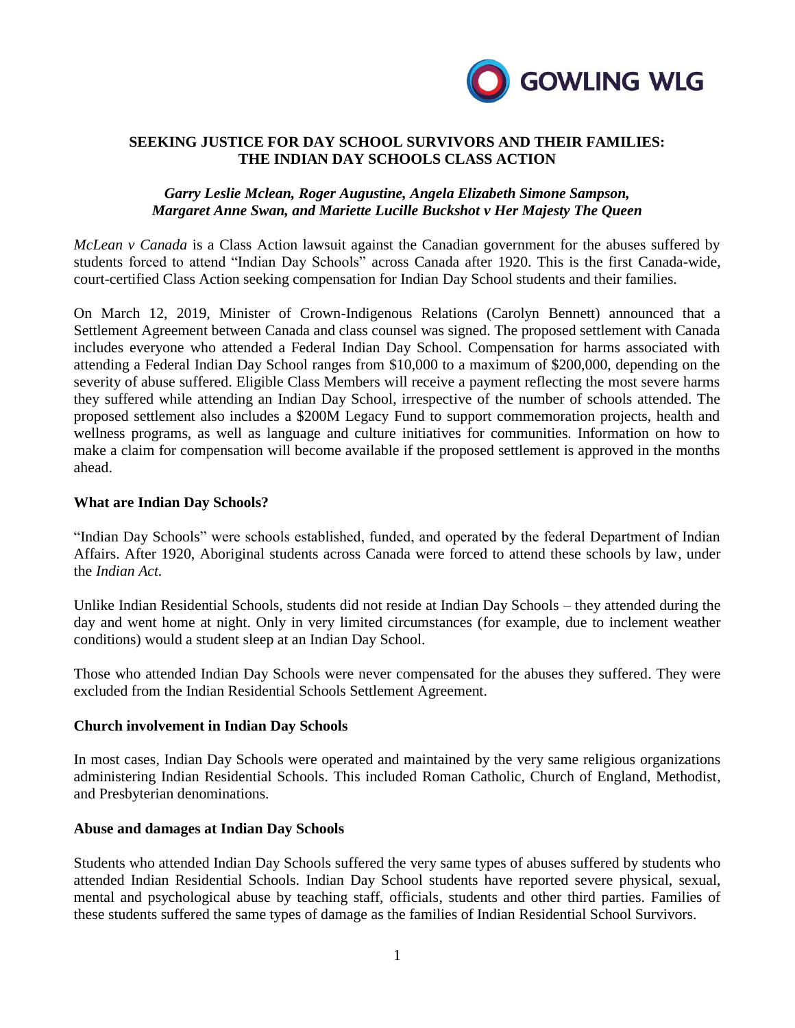# SEEKING JUSTICE FOR DAY SCHOOL SURVIVORS AND THEIR FAMILIES: THE INDIAN DAY SCHOOLS CLASS ACTION

***Garry Leslie Mclean, Roger Augustine, Angela Elizabeth Simone Sampson, Margaret Anne Swan, and Mariette Lucille Buckshot v Her Majesty The Queen***

*McLean v Canada* is a Class Action lawsuit against the Canadian government for the abuses suffered by students forced to attend "Indian Day Schools" across Canada after 1920. This is the first Canada-wide, court-certified Class Action seeking compensation for Indian Day School students and their families.

On March 12, 2019, Minister of Crown-Indigenous Relations (Carolyn Bennett) announced that a Settlement Agreement between Canada and class counsel was signed. The proposed settlement with Canada includes everyone who attended a Federal Indian Day School. Compensation for harms associated with attending a Federal Indian Day School ranges from $10,000 to a maximum of $200,000, depending on the severity of abuse suffered. Eligible Class Members will receive a payment reflecting the most severe harms they suffered while attending an Indian Day School, irrespective of the number of schools attended. The proposed settlement also includes a $200M Legacy Fund to support commemoration projects, health and wellness programs, as well as language and culture initiatives for communities. Information on how to make a claim for compensation will become available if the proposed settlement is approved in the months ahead.

## What are Indian Day Schools?

"Indian Day Schools" were schools established, funded, and operated by the federal Department of Indian Affairs. After 1920, Aboriginal students across Canada were forced to attend these schools by law, under the *Indian Act.*

Unlike Indian Residential Schools, students did not reside at Indian Day Schools – they attended during the day and went home at night. Only in very limited circumstances (for example, due to inclement weather conditions) would a student sleep at an Indian Day School.

Those who attended Indian Day Schools were never compensated for the abuses they suffered. They were excluded from the Indian Residential Schools Settlement Agreement.

## Church involvement in Indian Day Schools

In most cases, Indian Day Schools were operated and maintained by the very same religious organizations administering Indian Residential Schools. This included Roman Catholic, Church of England, Methodist, and Presbyterian denominations.

## Abuse and damages at Indian Day Schools

Students who attended Indian Day Schools suffered the very same types of abuses suffered by students who attended Indian Residential Schools. Indian Day School students have reported severe physical, sexual, mental and psychological abuse by teaching staff, officials, students and other third parties. Families of these students suffered the same types of damage as the families of Indian Residential School Survivors.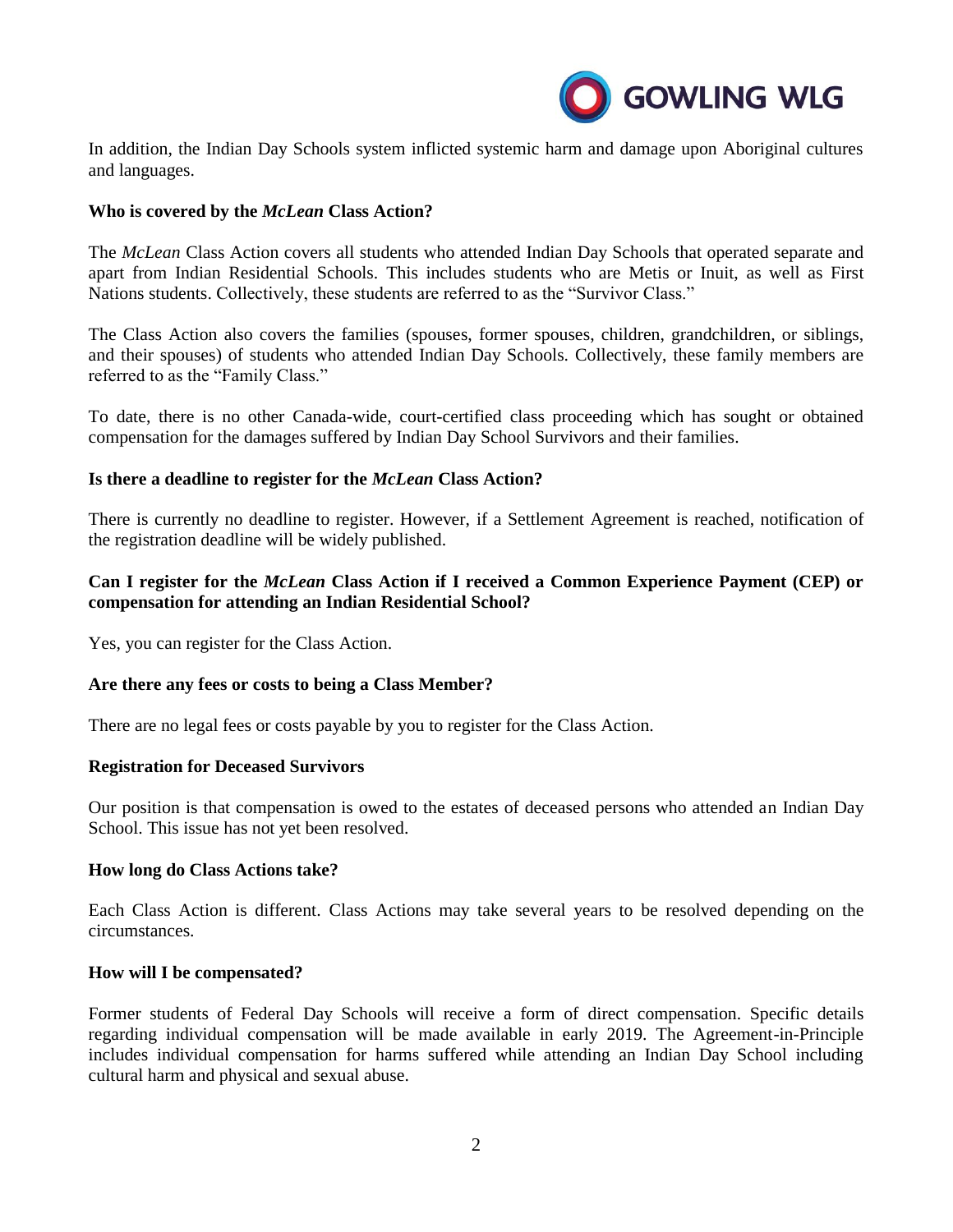In addition, the Indian Day Schools system inflicted systemic harm and damage upon Aboriginal cultures and languages.

**Who is covered by the *McLean* Class Action?**

The *McLean* Class Action covers all students who attended Indian Day Schools that operated separate and apart from Indian Residential Schools. This includes students who are Metis or Inuit, as well as First Nations students. Collectively, these students are referred to as the "Survivor Class."

The Class Action also covers the families (spouses, former spouses, children, grandchildren, or siblings, and their spouses) of students who attended Indian Day Schools. Collectively, these family members are referred to as the "Family Class."

To date, there is no other Canada-wide, court-certified class proceeding which has sought or obtained compensation for the damages suffered by Indian Day School Survivors and their families.

**Is there a deadline to register for the *McLean* Class Action?**

There is currently no deadline to register. However, if a Settlement Agreement is reached, notification of the registration deadline will be widely published.

**Can I register for the *McLean* Class Action if I received a Common Experience Payment (CEP) or compensation for attending an Indian Residential School?**

Yes, you can register for the Class Action.

**Are there any fees or costs to being a Class Member?**

There are no legal fees or costs payable by you to register for the Class Action.

**Registration for Deceased Survivors**

Our position is that compensation is owed to the estates of deceased persons who attended an Indian Day School. This issue has not yet been resolved.

**How long do Class Actions take?**

Each Class Action is different. Class Actions may take several years to be resolved depending on the circumstances.

**How will I be compensated?**

Former students of Federal Day Schools will receive a form of direct compensation. Specific details regarding individual compensation will be made available in early 2019. The Agreement-in-Principle includes individual compensation for harms suffered while attending an Indian Day School including cultural harm and physical and sexual abuse.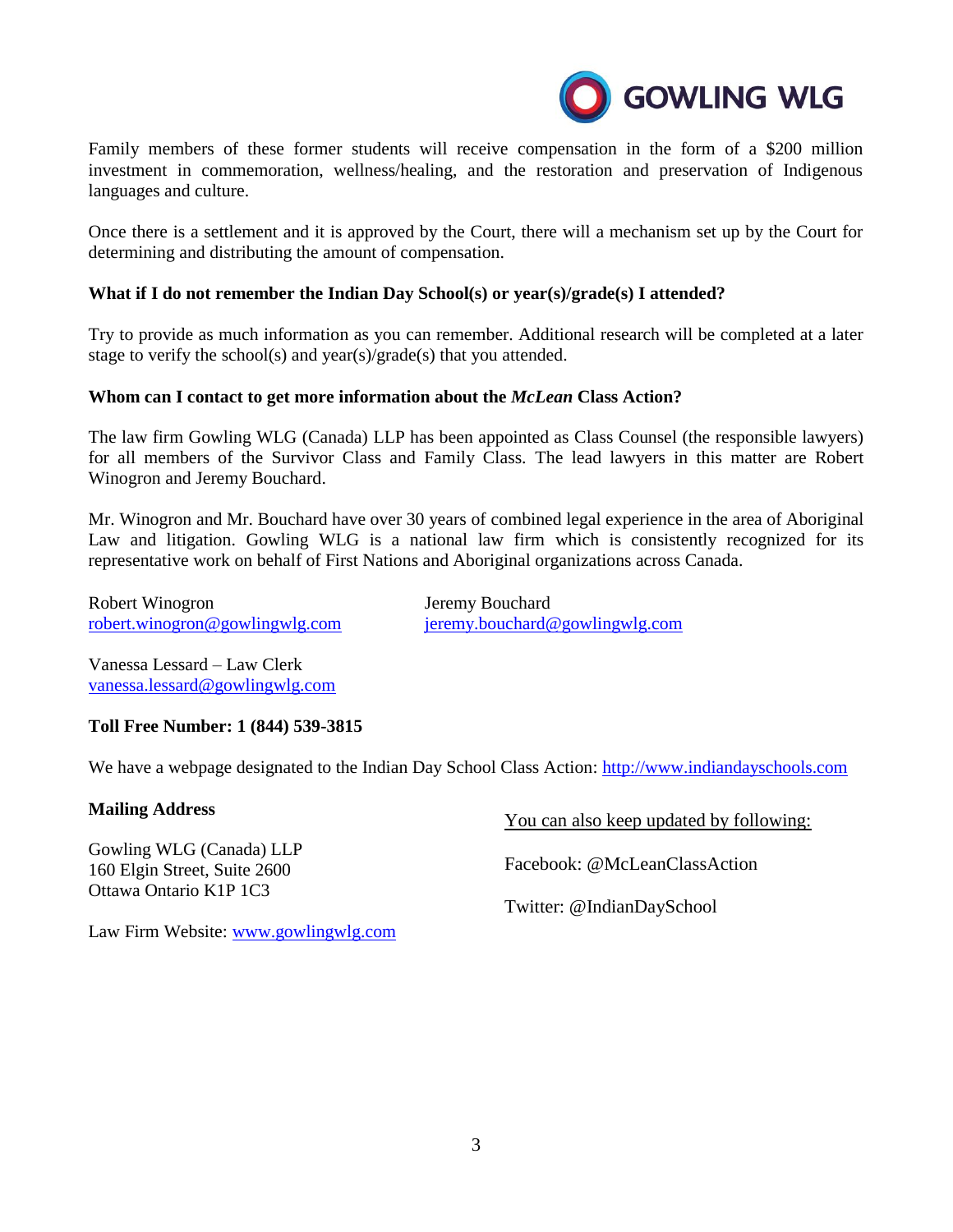Family members of these former students will receive compensation in the form of a $200 million investment in commemoration, wellness/healing, and the restoration and preservation of Indigenous languages and culture.

Once there is a settlement and it is approved by the Court, there will a mechanism set up by the Court for determining and distributing the amount of compensation.

**What if I do not remember the Indian Day School(s) or year(s)/grade(s) I attended?**

Try to provide as much information as you can remember. Additional research will be completed at a later stage to verify the school(s) and year(s)/grade(s) that you attended.

**Whom can I contact to get more information about the *McLean* Class Action?**

The law firm Gowling WLG (Canada) LLP has been appointed as Class Counsel (the responsible lawyers) for all members of the Survivor Class and Family Class. The lead lawyers in this matter are Robert Winogron and Jeremy Bouchard.

Mr. Winogron and Mr. Bouchard have over 30 years of combined legal experience in the area of Aboriginal Law and litigation. Gowling WLG is a national law firm which is consistently recognized for its representative work on behalf of First Nations and Aboriginal organizations across Canada.

Robert Winogron
robert.winogron@gowlingwlg.com

Jeremy Bouchard
jeremy.bouchard@gowlingwlg.com

Vanessa Lessard – Law Clerk
vanessa.lessard@gowlingwlg.com

**Toll Free Number: 1 (844) 539-3815**

We have a webpage designated to the Indian Day School Class Action: http://www.indiandayschools.com

**Mailing Address**

Gowling WLG (Canada) LLP
160 Elgin Street, Suite 2600
Ottawa Ontario K1P 1C3

Law Firm Website: www.gowlingwlg.com

You can also keep updated by following:

Facebook: @McLeanClassAction

Twitter: @IndianDaySchool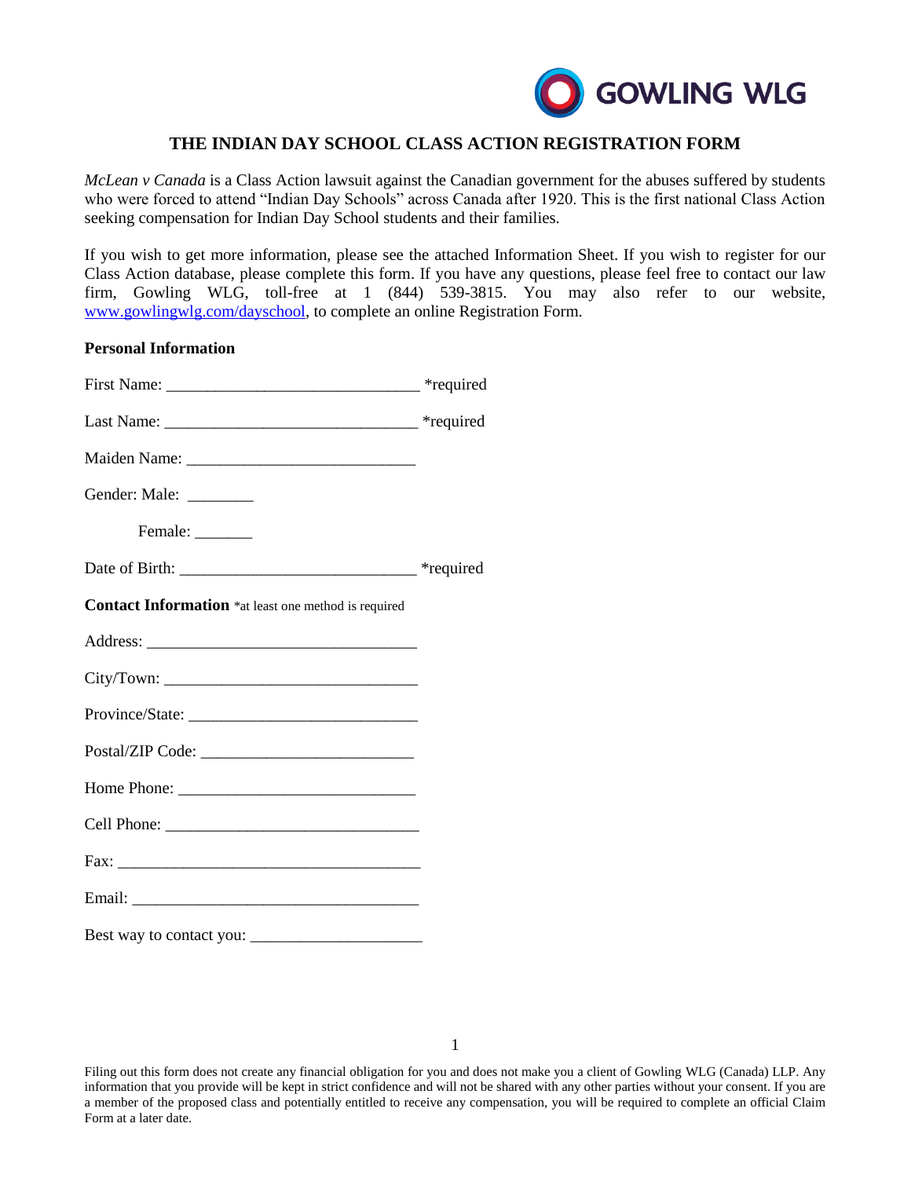GOWLING WLG

# THE INDIAN DAY SCHOOL CLASS ACTION REGISTRATION FORM

*McLean v Canada* is a Class Action lawsuit against the Canadian government for the abuses suffered by students who were forced to attend "Indian Day Schools" across Canada after 1920. This is the first national Class Action seeking compensation for Indian Day School students and their families.

If you wish to get more information, please see the attached Information Sheet. If you wish to register for our Class Action database, please complete this form. If you have any questions, please feel free to contact our law firm, Gowling WLG, toll-free at 1 (844) 539-3815. You may also refer to our website, www.gowlingwlg.com/dayschool, to complete an online Registration Form.

**Personal Information**

First Name: ______________________________ *required

Last Name: ______________________________ *required

Maiden Name: ___________________________

Gender: Male: ________

Female: _______

Date of Birth: ____________________________ *required

**Contact Information** *at least one method is required

Address: ________________________________

City/Town: ______________________________

Province/State: ___________________________

Postal/ZIP Code: _________________________

Home Phone: _____________________________

Cell Phone: ______________________________

Fax: ____________________________________

Email: __________________________________

Best way to contact you: _____________________

Filing out this form does not create any financial obligation for you and does not make you a client of Gowling WLG (Canada) LLP. Any information that you provide will be kept in strict confidence and will not be shared with any other parties without your consent. If you are a member of the proposed class and potentially entitled to receive any compensation, you will be required to complete an official Claim Form at a later date.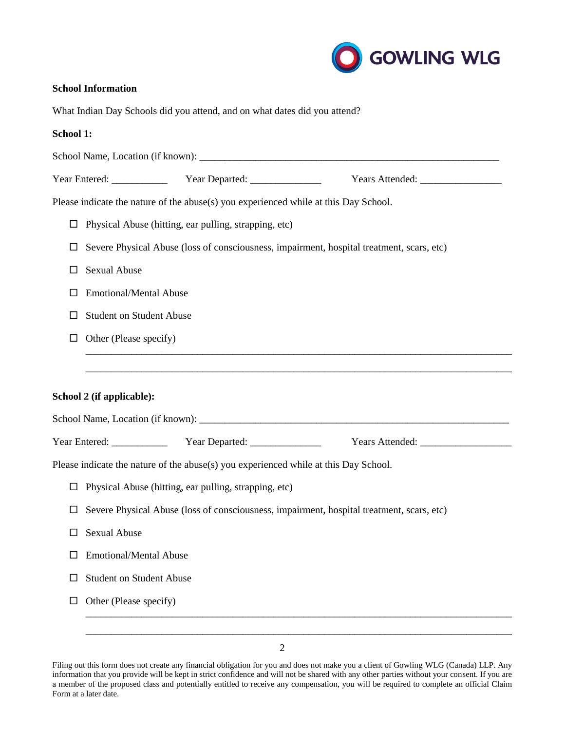**School Information**

What Indian Day Schools did you attend, and on what dates did you attend?

**School 1:**

School Name, Location (if known): ____________________________________________________________

Year Entered: ___________ Year Departed: ______________ Years Attended: ________________

Please indicate the nature of the abuse(s) you experienced while at this Day School.

- ☐ Physical Abuse (hitting, ear pulling, strapping, etc)
- ☐ Severe Physical Abuse (loss of consciousness, impairment, hospital treatment, scars, etc)
- ☐ Sexual Abuse
- ☐ Emotional/Mental Abuse
- ☐ Student on Student Abuse
- ☐ Other (Please specify)

  ________________________________________________________________________________

  ________________________________________________________________________________

**School 2 (if applicable):**

School Name, Location (if known): ______________________________________________________________

Year Entered: ___________ Year Departed: ______________ Years Attended: __________________

Please indicate the nature of the abuse(s) you experienced while at this Day School.

- ☐ Physical Abuse (hitting, ear pulling, strapping, etc)
- ☐ Severe Physical Abuse (loss of consciousness, impairment, hospital treatment, scars, etc)
- ☐ Sexual Abuse
- ☐ Emotional/Mental Abuse
- ☐ Student on Student Abuse
- ☐ Other (Please specify)

  ________________________________________________________________________________

  ________________________________________________________________________________

Filing out this form does not create any financial obligation for you and does not make you a client of Gowling WLG (Canada) LLP. Any information that you provide will be kept in strict confidence and will not be shared with any other parties without your consent. If you are a member of the proposed class and potentially entitled to receive any compensation, you will be required to complete an official Claim Form at a later date.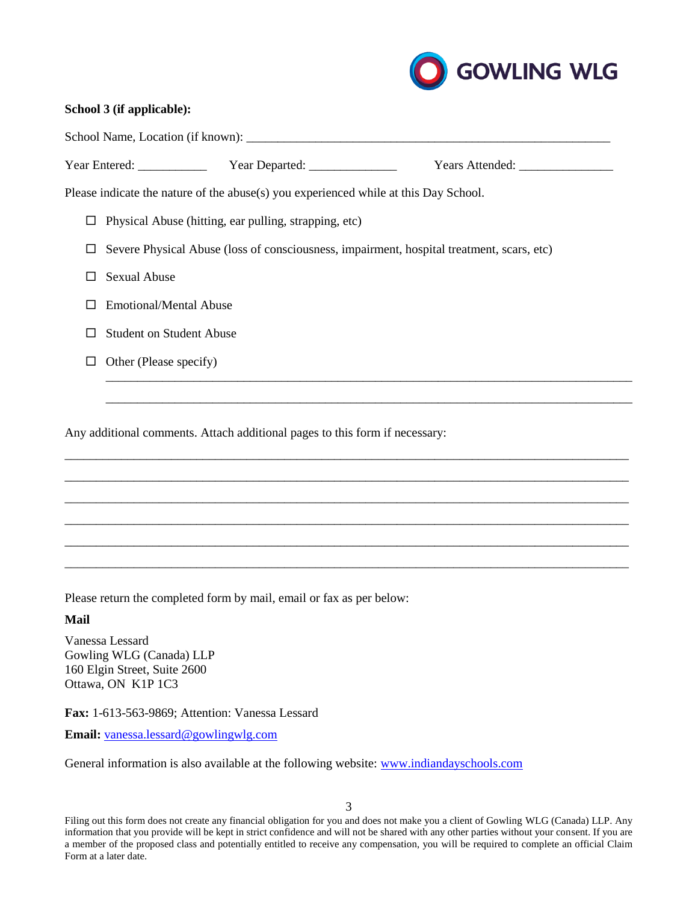**School 3 (if applicable):**

School Name, Location (if known): ___________________________________________________________

Year Entered: ___________ Year Departed: ______________ Years Attended: _______________

Please indicate the nature of the abuse(s) you experienced while at this Day School.

- ☐ Physical Abuse (hitting, ear pulling, strapping, etc)
- ☐ Severe Physical Abuse (loss of consciousness, impairment, hospital treatment, scars, etc)
- ☐ Sexual Abuse
- ☐ Emotional/Mental Abuse
- ☐ Student on Student Abuse
- ☐ Other (Please specify)

  ________________________________________________________________________________

  ________________________________________________________________________________

Any additional comments. Attach additional pages to this form if necessary:

________________________________________________________________________________

________________________________________________________________________________

________________________________________________________________________________

________________________________________________________________________________

________________________________________________________________________________

________________________________________________________________________________

Please return the completed form by mail, email or fax as per below:

**Mail**

Vanessa Lessard
Gowling WLG (Canada) LLP
160 Elgin Street, Suite 2600
Ottawa, ON K1P 1C3

**Fax:** 1-613-563-9869; Attention: Vanessa Lessard

**Email:** vanessa.lessard@gowlingwlg.com

General information is also available at the following website: www.indiandayschools.com

Filing out this form does not create any financial obligation for you and does not make you a client of Gowling WLG (Canada) LLP. Any information that you provide will be kept in strict confidence and will not be shared with any other parties without your consent. If you are a member of the proposed class and potentially entitled to receive any compensation, you will be required to complete an official Claim Form at a later date.